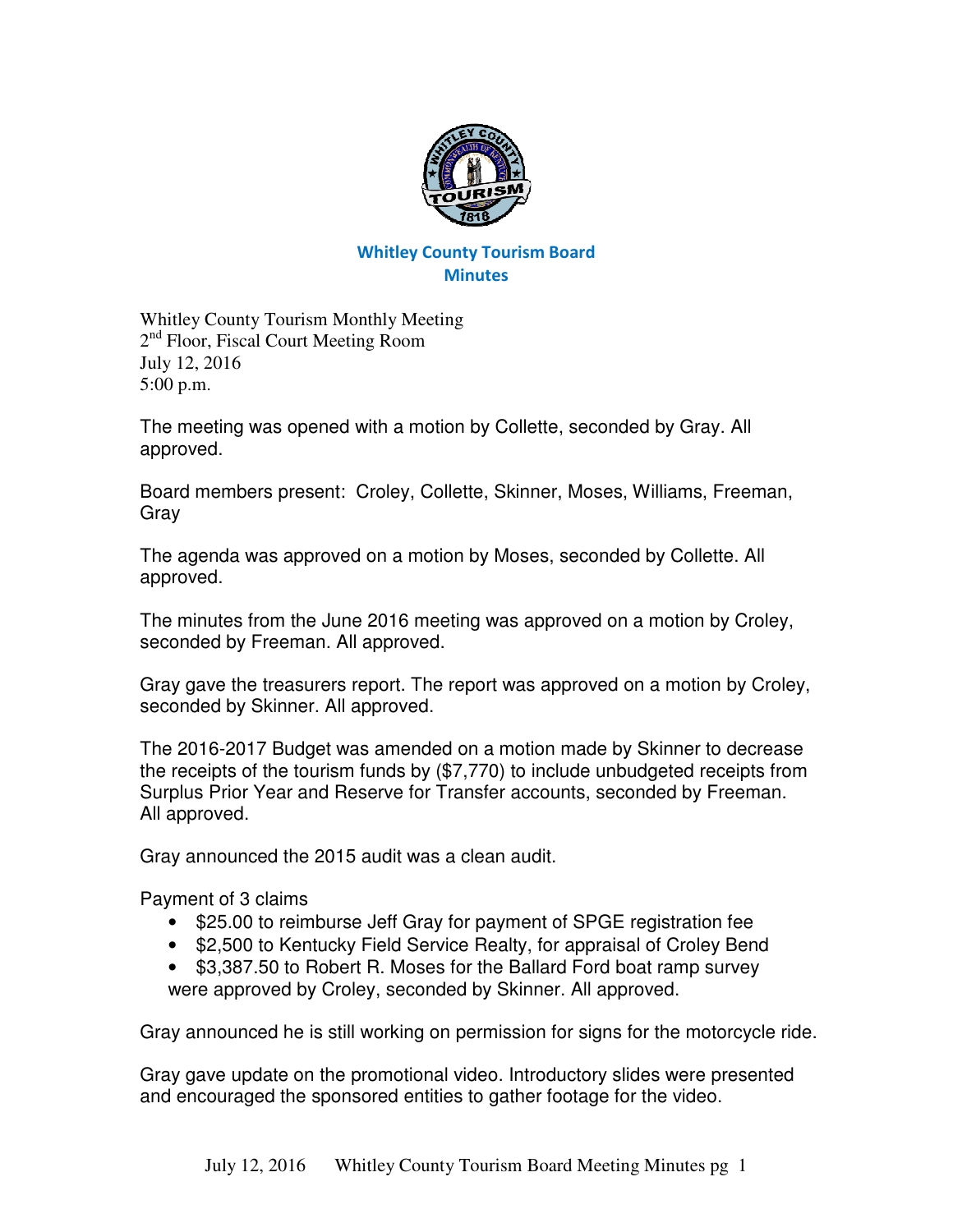## Whitley County Tourism Board
## Minutes

Whitley County Tourism Monthly Meeting
2nd Floor, Fiscal Court Meeting Room
July 12, 2016
5:00 p.m.

The meeting was opened with a motion by Collette, seconded by Gray. All approved.

Board members present: Croley, Collette, Skinner, Moses, Williams, Freeman, Gray

The agenda was approved on a motion by Moses, seconded by Collette. All approved.

The minutes from the June 2016 meeting was approved on a motion by Croley, seconded by Freeman. All approved.

Gray gave the treasurers report. The report was approved on a motion by Croley, seconded by Skinner. All approved.

The 2016-2017 Budget was amended on a motion made by Skinner to decrease the receipts of the tourism funds by ($7,770) to include unbudgeted receipts from Surplus Prior Year and Reserve for Transfer accounts, seconded by Freeman. All approved.

Gray announced the 2015 audit was a clean audit.

Payment of 3 claims

- $25.00 to reimburse Jeff Gray for payment of SPGE registration fee
- $2,500 to Kentucky Field Service Realty, for appraisal of Croley Bend
- $3,387.50 to Robert R. Moses for the Ballard Ford boat ramp survey

were approved by Croley, seconded by Skinner. All approved.

Gray announced he is still working on permission for signs for the motorcycle ride.

Gray gave update on the promotional video. Introductory slides were presented and encouraged the sponsored entities to gather footage for the video.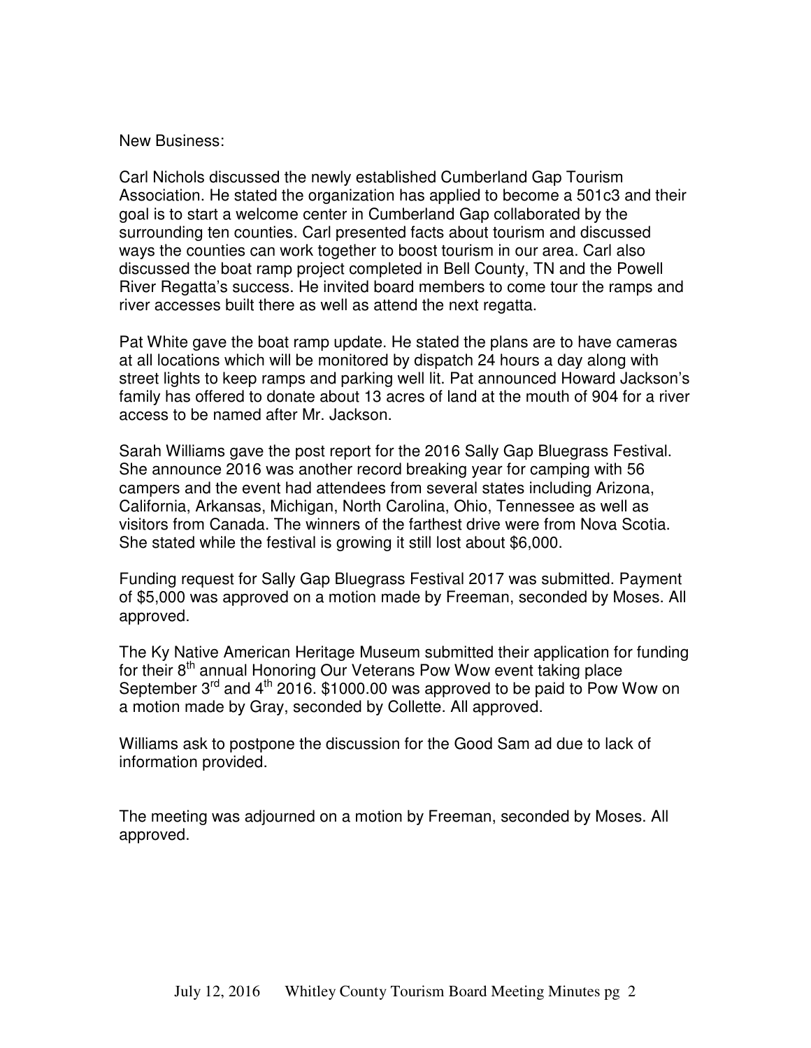New Business:

Carl Nichols discussed the newly established Cumberland Gap Tourism Association. He stated the organization has applied to become a 501c3 and their goal is to start a welcome center in Cumberland Gap collaborated by the surrounding ten counties. Carl presented facts about tourism and discussed ways the counties can work together to boost tourism in our area. Carl also discussed the boat ramp project completed in Bell County, TN and the Powell River Regatta's success. He invited board members to come tour the ramps and river accesses built there as well as attend the next regatta.

Pat White gave the boat ramp update. He stated the plans are to have cameras at all locations which will be monitored by dispatch 24 hours a day along with street lights to keep ramps and parking well lit. Pat announced Howard Jackson's family has offered to donate about 13 acres of land at the mouth of 904 for a river access to be named after Mr. Jackson.

Sarah Williams gave the post report for the 2016 Sally Gap Bluegrass Festival. She announce 2016 was another record breaking year for camping with 56 campers and the event had attendees from several states including Arizona, California, Arkansas, Michigan, North Carolina, Ohio, Tennessee as well as visitors from Canada. The winners of the farthest drive were from Nova Scotia. She stated while the festival is growing it still lost about $6,000.

Funding request for Sally Gap Bluegrass Festival 2017 was submitted. Payment of $5,000 was approved on a motion made by Freeman, seconded by Moses. All approved.

The Ky Native American Heritage Museum submitted their application for funding for their 8th annual Honoring Our Veterans Pow Wow event taking place September 3rd and 4th 2016. $1000.00 was approved to be paid to Pow Wow on a motion made by Gray, seconded by Collette. All approved.

Williams ask to postpone the discussion for the Good Sam ad due to lack of information provided.

The meeting was adjourned on a motion by Freeman, seconded by Moses. All approved.